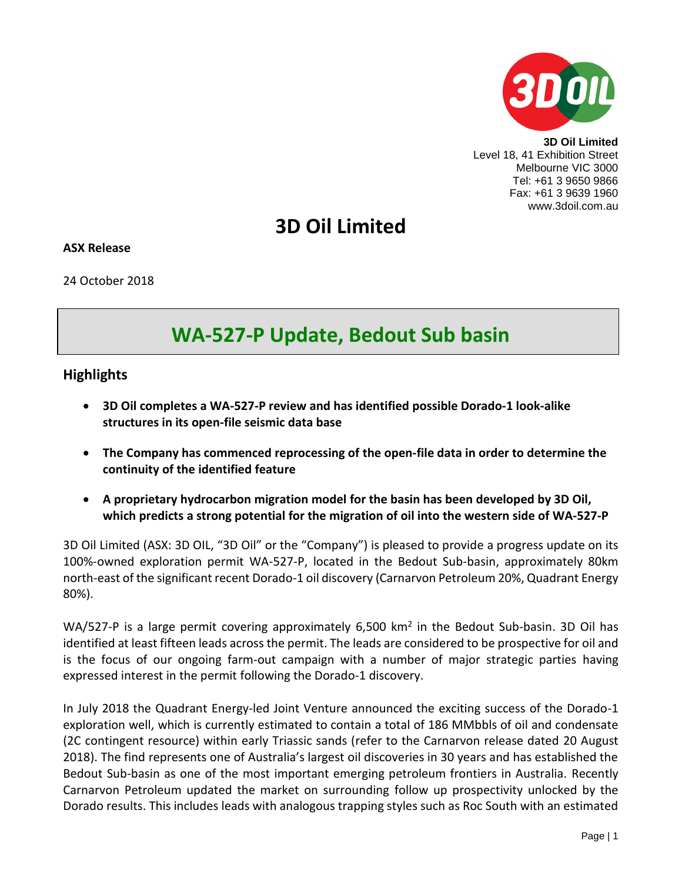**3D Oil Limited**
Level 18, 41 Exhibition Street
Melbourne VIC 3000
Tel: +61 3 9650 9866
Fax: +61 3 9639 1960
www.3doil.com.au

# 3D Oil Limited

**ASX Release**

24 October 2018

## WA-527-P Update, Bedout Sub basin

### Highlights

- **3D Oil completes a WA-527-P review and has identified possible Dorado-1 look-alike structures in its open-file seismic data base**
- **The Company has commenced reprocessing of the open-file data in order to determine the continuity of the identified feature**
- **A proprietary hydrocarbon migration model for the basin has been developed by 3D Oil, which predicts a strong potential for the migration of oil into the western side of WA-527-P**

3D Oil Limited (ASX: 3D OIL, "3D Oil" or the "Company") is pleased to provide a progress update on its 100%-owned exploration permit WA-527-P, located in the Bedout Sub-basin, approximately 80km north-east of the significant recent Dorado-1 oil discovery (Carnarvon Petroleum 20%, Quadrant Energy 80%).

WA/527-P is a large permit covering approximately 6,500 km$^2$ in the Bedout Sub-basin. 3D Oil has identified at least fifteen leads across the permit. The leads are considered to be prospective for oil and is the focus of our ongoing farm-out campaign with a number of major strategic parties having expressed interest in the permit following the Dorado-1 discovery.

In July 2018 the Quadrant Energy-led Joint Venture announced the exciting success of the Dorado-1 exploration well, which is currently estimated to contain a total of 186 MMbbls of oil and condensate (2C contingent resource) within early Triassic sands (refer to the Carnarvon release dated 20 August 2018). The find represents one of Australia's largest oil discoveries in 30 years and has established the Bedout Sub-basin as one of the most important emerging petroleum frontiers in Australia. Recently Carnarvon Petroleum updated the market on surrounding follow up prospectivity unlocked by the Dorado results. This includes leads with analogous trapping styles such as Roc South with an estimated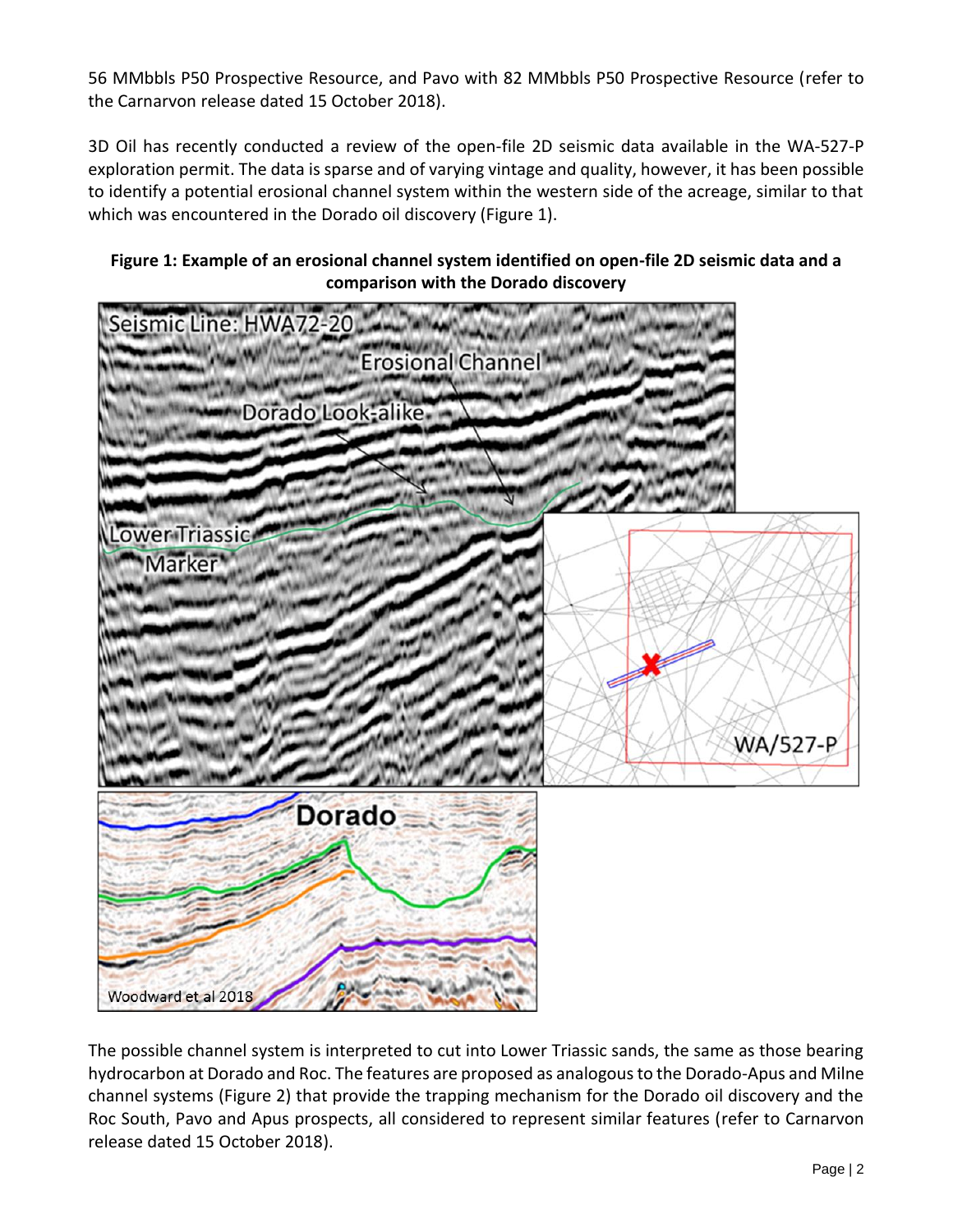56 MMbbls P50 Prospective Resource, and Pavo with 82 MMbbls P50 Prospective Resource (refer to the Carnarvon release dated 15 October 2018).

3D Oil has recently conducted a review of the open-file 2D seismic data available in the WA-527-P exploration permit. The data is sparse and of varying vintage and quality, however, it has been possible to identify a potential erosional channel system within the western side of the acreage, similar to that which was encountered in the Dorado oil discovery (Figure 1).

**Figure 1: Example of an erosional channel system identified on open-file 2D seismic data and a comparison with the Dorado discovery**

The possible channel system is interpreted to cut into Lower Triassic sands, the same as those bearing hydrocarbon at Dorado and Roc. The features are proposed as analogous to the Dorado-Apus and Milne channel systems (Figure 2) that provide the trapping mechanism for the Dorado oil discovery and the Roc South, Pavo and Apus prospects, all considered to represent similar features (refer to Carnarvon release dated 15 October 2018).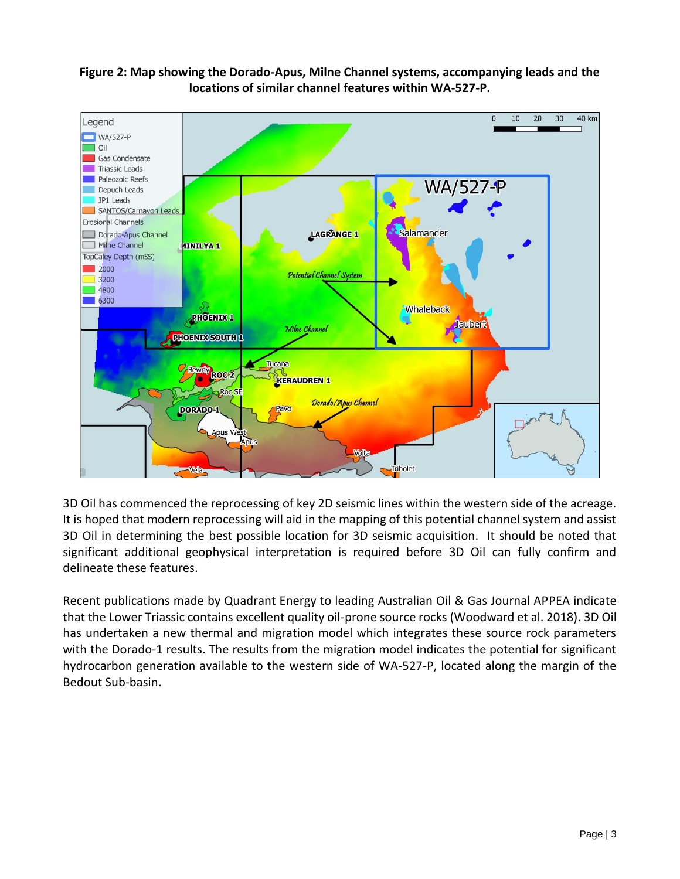**Figure 2: Map showing the Dorado-Apus, Milne Channel systems, accompanying leads and the locations of similar channel features within WA-527-P.**

3D Oil has commenced the reprocessing of key 2D seismic lines within the western side of the acreage. It is hoped that modern reprocessing will aid in the mapping of this potential channel system and assist 3D Oil in determining the best possible location for 3D seismic acquisition. It should be noted that significant additional geophysical interpretation is required before 3D Oil can fully confirm and delineate these features.

Recent publications made by Quadrant Energy to leading Australian Oil & Gas Journal APPEA indicate that the Lower Triassic contains excellent quality oil-prone source rocks (Woodward et al. 2018). 3D Oil has undertaken a new thermal and migration model which integrates these source rock parameters with the Dorado-1 results. The results from the migration model indicates the potential for significant hydrocarbon generation available to the western side of WA-527-P, located along the margin of the Bedout Sub-basin.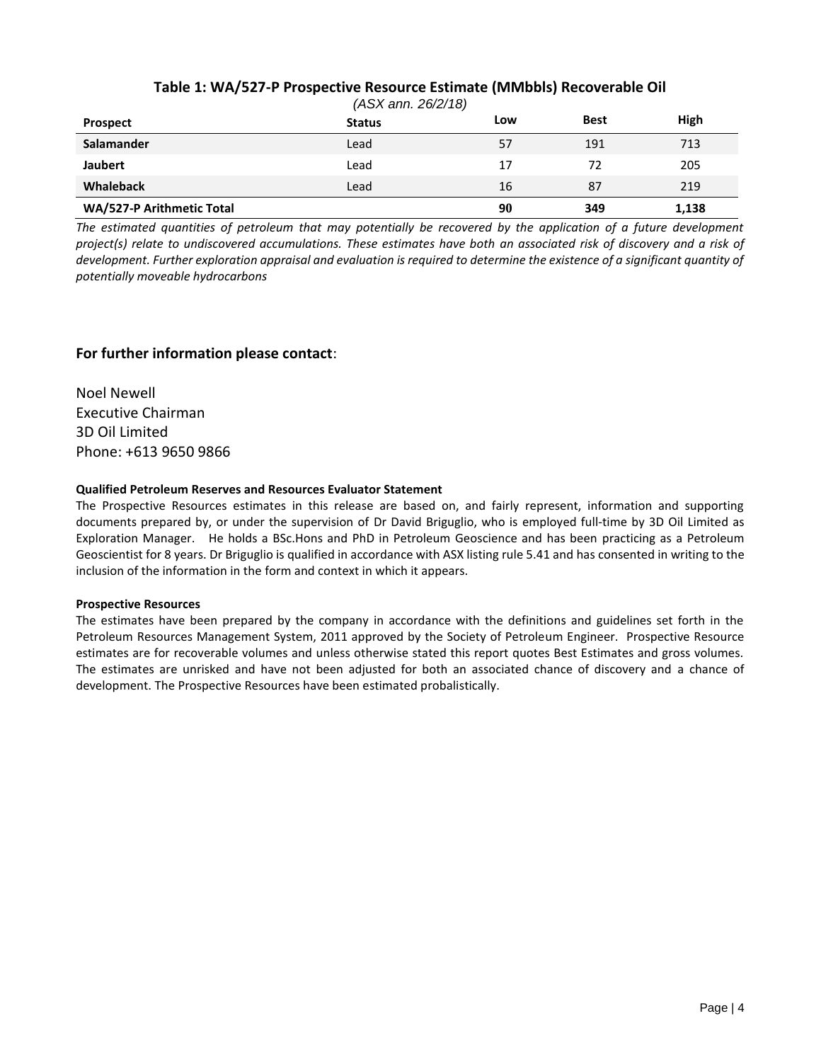**Table 1: WA/527-P Prospective Resource Estimate (MMbbls) Recoverable Oil**

*(ASX ann. 26/2/18)*

| Prospect | Status | Low | Best | High |
|---|---|---|---|---|
| **Salamander** | Lead | 57 | 191 | 713 |
| **Jaubert** | Lead | 17 | 72 | 205 |
| **Whaleback** | Lead | 16 | 87 | 219 |
| **WA/527-P Arithmetic Total** | | **90** | **349** | **1,138** |

*The estimated quantities of petroleum that may potentially be recovered by the application of a future development project(s) relate to undiscovered accumulations. These estimates have both an associated risk of discovery and a risk of development. Further exploration appraisal and evaluation is required to determine the existence of a significant quantity of potentially moveable hydrocarbons*

## **For further information please contact**:

Noel Newell
Executive Chairman
3D Oil Limited
Phone: +613 9650 9866

**Qualified Petroleum Reserves and Resources Evaluator Statement**

The Prospective Resources estimates in this release are based on, and fairly represent, information and supporting documents prepared by, or under the supervision of Dr David Briguglio, who is employed full-time by 3D Oil Limited as Exploration Manager. He holds a BSc.Hons and PhD in Petroleum Geoscience and has been practicing as a Petroleum Geoscientist for 8 years. Dr Briguglio is qualified in accordance with ASX listing rule 5.41 and has consented in writing to the inclusion of the information in the form and context in which it appears.

**Prospective Resources**

The estimates have been prepared by the company in accordance with the definitions and guidelines set forth in the Petroleum Resources Management System, 2011 approved by the Society of Petroleum Engineer. Prospective Resource estimates are for recoverable volumes and unless otherwise stated this report quotes Best Estimates and gross volumes. The estimates are unrisked and have not been adjusted for both an associated chance of discovery and a chance of development. The Prospective Resources have been estimated probalistically.